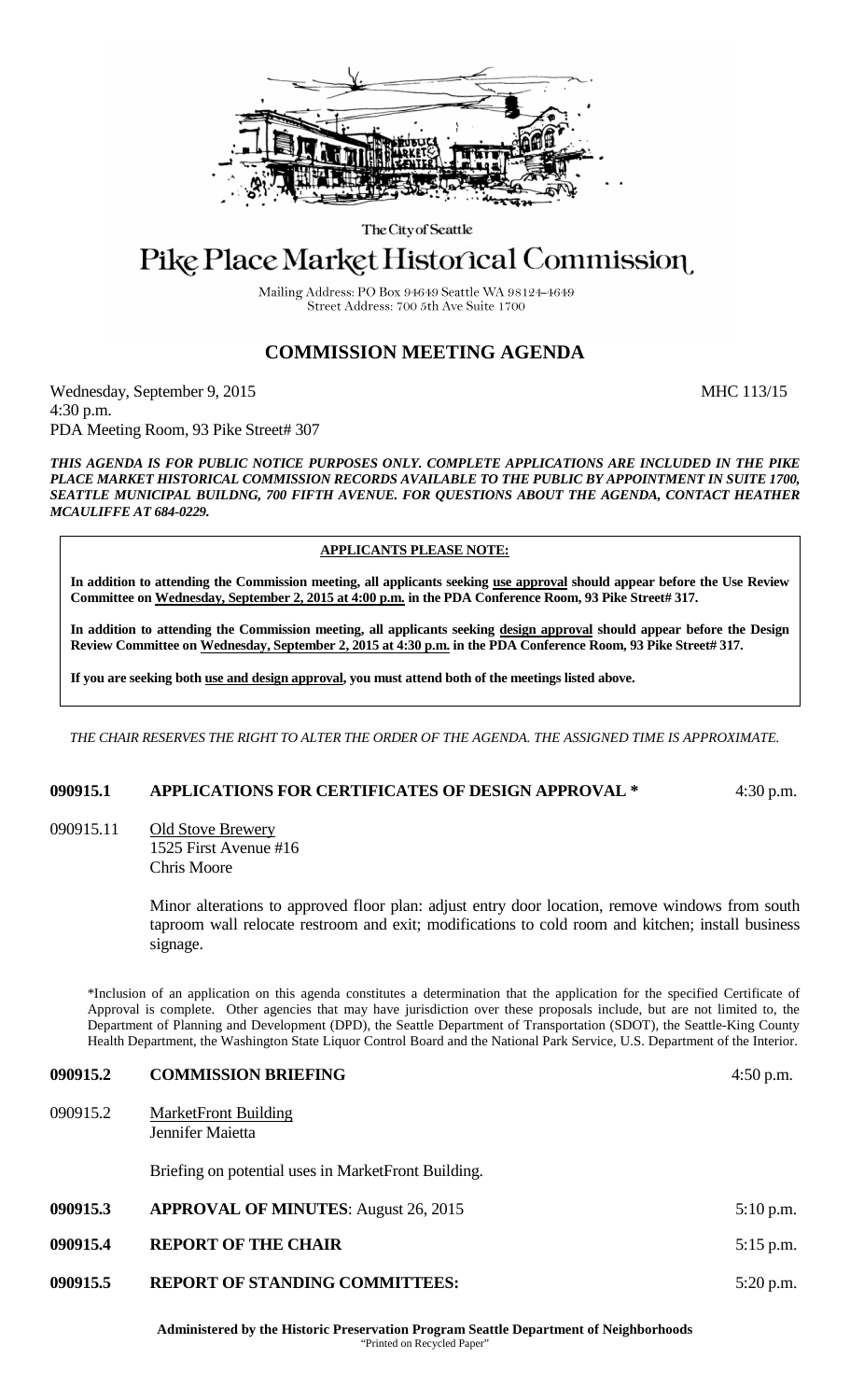The City of Seattle

# Pike Place Market Historical Commission

Mailing Address: PO Box 94649 Seattle WA 98124-4649
Street Address: 700 5th Ave Suite 1700

## COMMISSION MEETING AGENDA

Wednesday, September 9, 2015 MHC 113/15
4:30 p.m.
PDA Meeting Room, 93 Pike Street# 307

***THIS AGENDA IS FOR PUBLIC NOTICE PURPOSES ONLY. COMPLETE APPLICATIONS ARE INCLUDED IN THE PIKE PLACE MARKET HISTORICAL COMMISSION RECORDS AVAILABLE TO THE PUBLIC BY APPOINTMENT IN SUITE 1700, SEATTLE MUNICIPAL BUILDNG, 700 FIFTH AVENUE. FOR QUESTIONS ABOUT THE AGENDA, CONTACT HEATHER MCAULIFFE AT 684-0229.***

**APPLICANTS PLEASE NOTE:**

**In addition to attending the Commission meeting, all applicants seeking use approval should appear before the Use Review Committee on Wednesday, September 2, 2015 at 4:00 p.m. in the PDA Conference Room, 93 Pike Street# 317.**

**In addition to attending the Commission meeting, all applicants seeking design approval should appear before the Design Review Committee on Wednesday, September 2, 2015 at 4:30 p.m. in the PDA Conference Room, 93 Pike Street# 317.**

**If you are seeking both use and design approval, you must attend both of the meetings listed above.**

*THE CHAIR RESERVES THE RIGHT TO ALTER THE ORDER OF THE AGENDA. THE ASSIGNED TIME IS APPROXIMATE.*

**090915.1 APPLICATIONS FOR CERTIFICATES OF DESIGN APPROVAL \*** 4:30 p.m.

090915.11 Old Stove Brewery
1525 First Avenue #16
Chris Moore

Minor alterations to approved floor plan: adjust entry door location, remove windows from south taproom wall relocate restroom and exit; modifications to cold room and kitchen; install business signage.

*Inclusion of an application on this agenda constitutes a determination that the application for the specified Certificate of Approval is complete. Other agencies that may have jurisdiction over these proposals include, but are not limited to, the Department of Planning and Development (DPD), the Seattle Department of Transportation (SDOT), the Seattle-King County Health Department, the Washington State Liquor Control Board and the National Park Service, U.S. Department of the Interior.

**090915.2 COMMISSION BRIEFING** 4:50 p.m.

090915.2 MarketFront Building
Jennifer Maietta

Briefing on potential uses in MarketFront Building.

**090915.3 APPROVAL OF MINUTES**: August 26, 2015 5:10 p.m.

**090915.4 REPORT OF THE CHAIR** 5:15 p.m.

**090915.5 REPORT OF STANDING COMMITTEES:** 5:20 p.m.

**Administered by the Historic Preservation Program Seattle Department of Neighborhoods**
"Printed on Recycled Paper"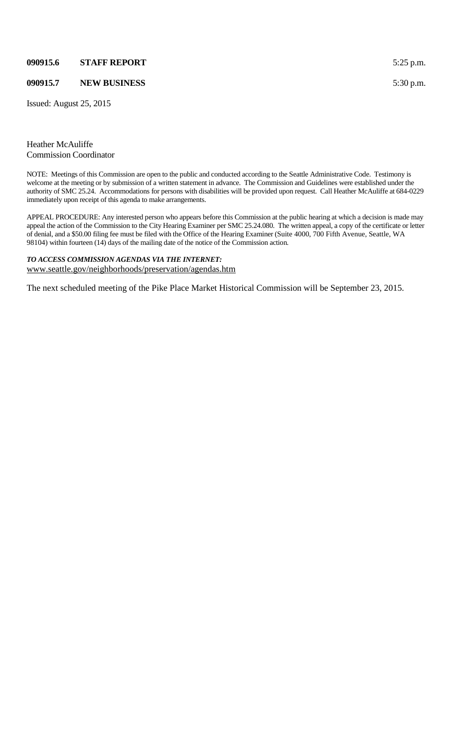**090915.6 STAFF REPORT** 5:25 p.m.

**090915.7 NEW BUSINESS** 5:30 p.m.

Issued: August 25, 2015

Heather McAuliffe
Commission Coordinator

NOTE: Meetings of this Commission are open to the public and conducted according to the Seattle Administrative Code. Testimony is welcome at the meeting or by submission of a written statement in advance. The Commission and Guidelines were established under the authority of SMC 25.24. Accommodations for persons with disabilities will be provided upon request. Call Heather McAuliffe at 684-0229 immediately upon receipt of this agenda to make arrangements.

APPEAL PROCEDURE: Any interested person who appears before this Commission at the public hearing at which a decision is made may appeal the action of the Commission to the City Hearing Examiner per SMC 25.24.080. The written appeal, a copy of the certificate or letter of denial, and a $50.00 filing fee must be filed with the Office of the Hearing Examiner (Suite 4000, 700 Fifth Avenue, Seattle, WA 98104) within fourteen (14) days of the mailing date of the notice of the Commission action.

***TO ACCESS COMMISSION AGENDAS VIA THE INTERNET:***
www.seattle.gov/neighborhoods/preservation/agendas.htm

The next scheduled meeting of the Pike Place Market Historical Commission will be September 23, 2015.